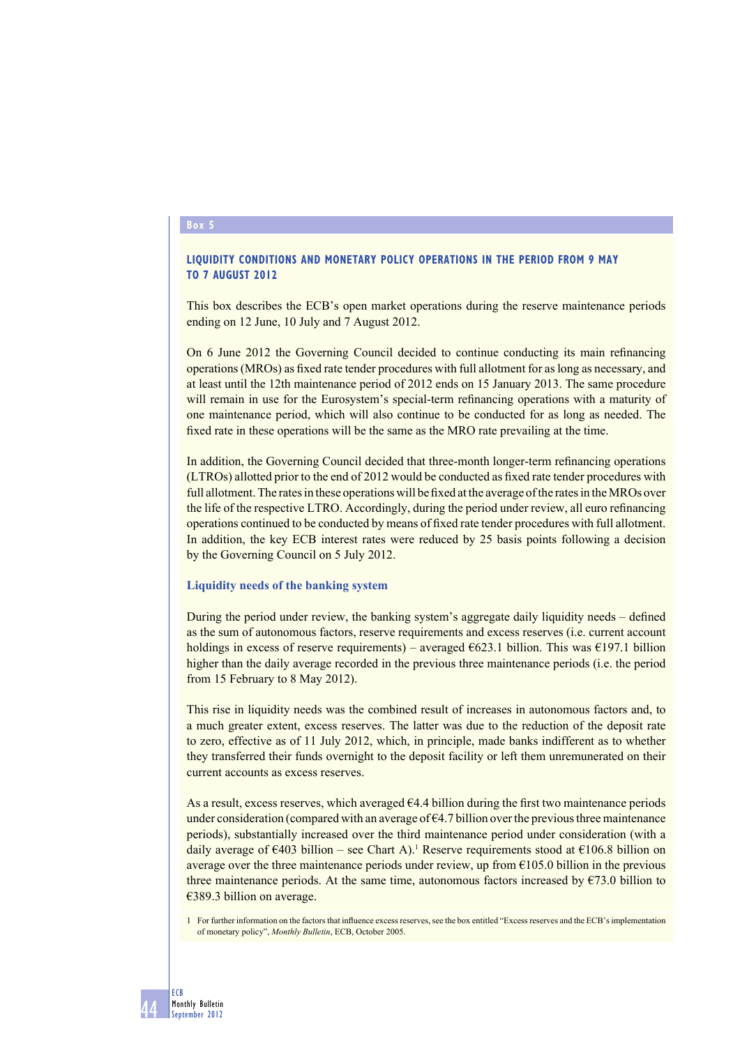**Box 5**

## LIQUIDITY CONDITIONS AND MONETARY POLICY OPERATIONS IN THE PERIOD FROM 9 MAY TO 7 AUGUST 2012

This box describes the ECB's open market operations during the reserve maintenance periods ending on 12 June, 10 July and 7 August 2012.

On 6 June 2012 the Governing Council decided to continue conducting its main refinancing operations (MROs) as fixed rate tender procedures with full allotment for as long as necessary, and at least until the 12th maintenance period of 2012 ends on 15 January 2013. The same procedure will remain in use for the Eurosystem's special-term refinancing operations with a maturity of one maintenance period, which will also continue to be conducted for as long as needed. The fixed rate in these operations will be the same as the MRO rate prevailing at the time.

In addition, the Governing Council decided that three-month longer-term refinancing operations (LTROs) allotted prior to the end of 2012 would be conducted as fixed rate tender procedures with full allotment. The rates in these operations will be fixed at the average of the rates in the MROs over the life of the respective LTRO. Accordingly, during the period under review, all euro refinancing operations continued to be conducted by means of fixed rate tender procedures with full allotment. In addition, the key ECB interest rates were reduced by 25 basis points following a decision by the Governing Council on 5 July 2012.

### Liquidity needs of the banking system

During the period under review, the banking system's aggregate daily liquidity needs – defined as the sum of autonomous factors, reserve requirements and excess reserves (i.e. current account holdings in excess of reserve requirements) – averaged €623.1 billion. This was €197.1 billion higher than the daily average recorded in the previous three maintenance periods (i.e. the period from 15 February to 8 May 2012).

This rise in liquidity needs was the combined result of increases in autonomous factors and, to a much greater extent, excess reserves. The latter was due to the reduction of the deposit rate to zero, effective as of 11 July 2012, which, in principle, made banks indifferent as to whether they transferred their funds overnight to the deposit facility or left them unremunerated on their current accounts as excess reserves.

As a result, excess reserves, which averaged €4.4 billion during the first two maintenance periods under consideration (compared with an average of €4.7 billion over the previous three maintenance periods), substantially increased over the third maintenance period under consideration (with a daily average of €403 billion – see Chart A).[1] Reserve requirements stood at €106.8 billion on average over the three maintenance periods under review, up from €105.0 billion in the previous three maintenance periods. At the same time, autonomous factors increased by €73.0 billion to €389.3 billion on average.

1 For further information on the factors that influence excess reserves, see the box entitled "Excess reserves and the ECB's implementation of monetary policy", *Monthly Bulletin*, ECB, October 2005.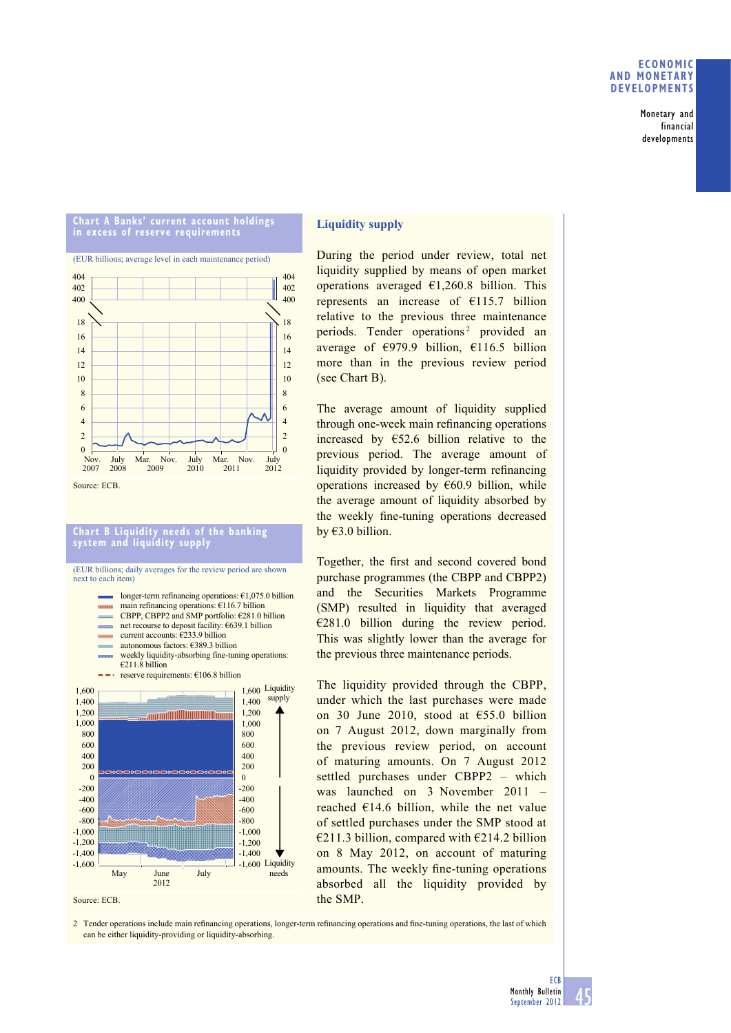**Chart A Banks' current account holdings in excess of reserve requirements**

(EUR billions; average level in each maintenance period)

Source: ECB.

**Chart B Liquidity needs of the banking system and liquidity supply**

(EUR billions; daily averages for the review period are shown next to each item)

- longer-term refinancing operations: €1,075.0 billion
- main refinancing operations: €116.7 billion
- CBPP, CBPP2 and SMP portfolio: €281.0 billion
- net recourse to deposit facility: €639.1 billion
- current accounts: €233.9 billion
- autonomous factors: €389.3 billion
- weekly liquidity-absorbing fine-tuning operations: €211.8 billion
- reserve requirements: €106.8 billion

Source: ECB.

## Liquidity supply

During the period under review, total net liquidity supplied by means of open market operations averaged €1,260.8 billion. This represents an increase of €115.7 billion relative to the previous three maintenance periods. Tender operations[2] provided an average of €979.9 billion, €116.5 billion more than in the previous review period (see Chart B).

The average amount of liquidity supplied through one-week main refinancing operations increased by €52.6 billion relative to the previous period. The average amount of liquidity provided by longer-term refinancing operations increased by €60.9 billion, while the average amount of liquidity absorbed by the weekly fine-tuning operations decreased by €3.0 billion.

Together, the first and second covered bond purchase programmes (the CBPP and CBPP2) and the Securities Markets Programme (SMP) resulted in liquidity that averaged €281.0 billion during the review period. This was slightly lower than the average for the previous three maintenance periods.

The liquidity provided through the CBPP, under which the last purchases were made on 30 June 2010, stood at €55.0 billion on 7 August 2012, down marginally from the previous review period, on account of maturing amounts. On 7 August 2012 settled purchases under CBPP2 – which was launched on 3 November 2011 – reached €14.6 billion, while the net value of settled purchases under the SMP stood at €211.3 billion, compared with €214.2 billion on 8 May 2012, on account of maturing amounts. The weekly fine-tuning operations absorbed all the liquidity provided by the SMP.

2 Tender operations include main refinancing operations, longer-term refinancing operations and fine-tuning operations, the last of which can be either liquidity-providing or liquidity-absorbing.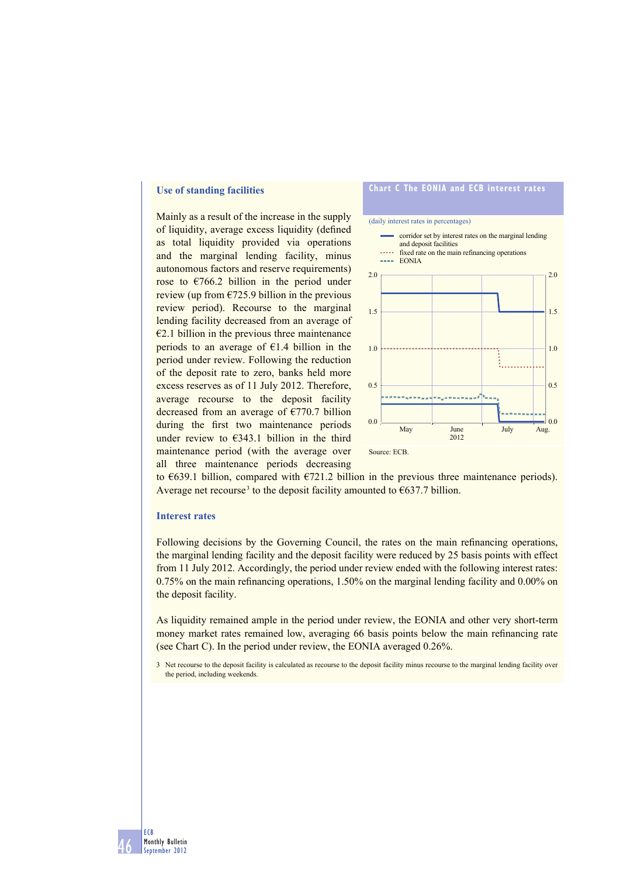### Use of standing facilities

Mainly as a result of the increase in the supply of liquidity, average excess liquidity (defined as total liquidity provided via operations and the marginal lending facility, minus autonomous factors and reserve requirements) rose to €766.2 billion in the period under review (up from €725.9 billion in the previous review period). Recourse to the marginal lending facility decreased from an average of €2.1 billion in the previous three maintenance periods to an average of €1.4 billion in the period under review. Following the reduction of the deposit rate to zero, banks held more excess reserves as of 11 July 2012. Therefore, average recourse to the deposit facility decreased from an average of €770.7 billion during the first two maintenance periods under review to €343.1 billion in the third maintenance period (with the average over all three maintenance periods decreasing to €639.1 billion, compared with €721.2 billion in the previous three maintenance periods). Average net recourse[3] to the deposit facility amounted to €637.7 billion.

**Chart C The EONIA and ECB interest rates**

(daily interest rates in percentages)

corridor set by interest rates on the marginal lending and deposit facilities
fixed rate on the main refinancing operations
EONIA

2.0
1.5
1.0
0.5
0.0

May
June
2012
July
Aug.

Source: ECB.

### Interest rates

Following decisions by the Governing Council, the rates on the main refinancing operations, the marginal lending facility and the deposit facility were reduced by 25 basis points with effect from 11 July 2012. Accordingly, the period under review ended with the following interest rates: 0.75% on the main refinancing operations, 1.50% on the marginal lending facility and 0.00% on the deposit facility.

As liquidity remained ample in the period under review, the EONIA and other very short-term money market rates remained low, averaging 66 basis points below the main refinancing rate (see Chart C). In the period under review, the EONIA averaged 0.26%.

3 Net recourse to the deposit facility is calculated as recourse to the deposit facility minus recourse to the marginal lending facility over the period, including weekends.